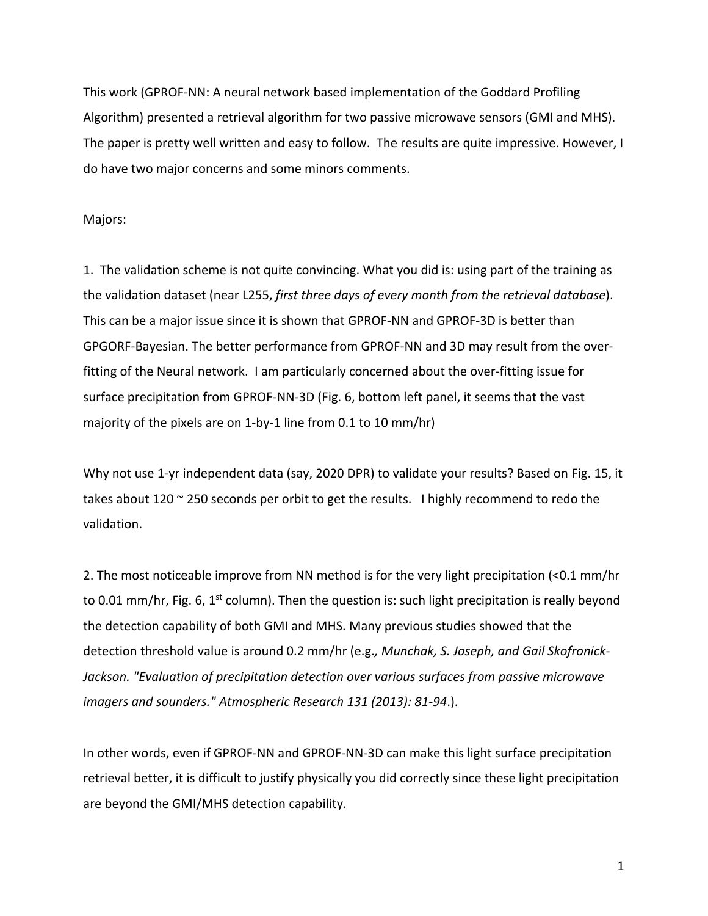This work (GPROF-NN: A neural network based implementation of the Goddard Profiling Algorithm) presented a retrieval algorithm for two passive microwave sensors (GMI and MHS). The paper is pretty well written and easy to follow. The results are quite impressive. However, I do have two major concerns and some minors comments.

Majors:

1. The validation scheme is not quite convincing. What you did is: using part of the training as the validation dataset (near L255, *first three days of every month from the retrieval database*). This can be a major issue since it is shown that GPROF-NN and GPROF-3D is better than GPGORF-Bayesian. The better performance from GPROF-NN and 3D may result from the over-fitting of the Neural network. I am particularly concerned about the over-fitting issue for surface precipitation from GPROF-NN-3D (Fig. 6, bottom left panel, it seems that the vast majority of the pixels are on 1-by-1 line from 0.1 to 10 mm/hr)

Why not use 1-yr independent data (say, 2020 DPR) to validate your results? Based on Fig. 15, it takes about 120 ~ 250 seconds per orbit to get the results. I highly recommend to redo the validation.

2. The most noticeable improve from NN method is for the very light precipitation (<0.1 mm/hr to 0.01 mm/hr, Fig. 6, 1st column). Then the question is: such light precipitation is really beyond the detection capability of both GMI and MHS. Many previous studies showed that the detection threshold value is around 0.2 mm/hr (e.g., *Munchak, S. Joseph, and Gail Skofronick-Jackson. "Evaluation of precipitation detection over various surfaces from passive microwave imagers and sounders." Atmospheric Research 131 (2013): 81-94.*).

In other words, even if GPROF-NN and GPROF-NN-3D can make this light surface precipitation retrieval better, it is difficult to justify physically you did correctly since these light precipitation are beyond the GMI/MHS detection capability.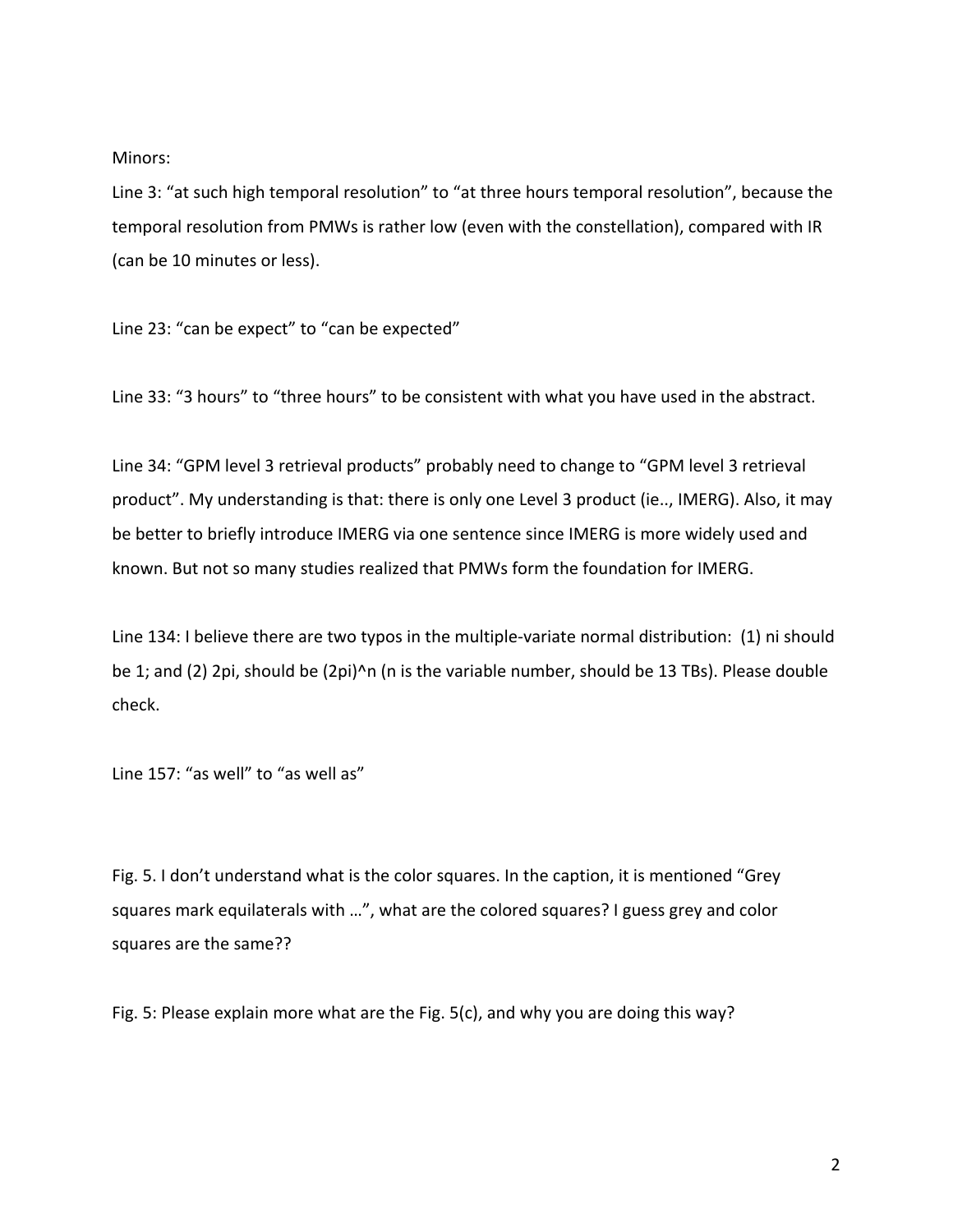Minors:

Line 3: "at such high temporal resolution" to "at three hours temporal resolution", because the temporal resolution from PMWs is rather low (even with the constellation), compared with IR (can be 10 minutes or less).

Line 23: "can be expect" to "can be expected"

Line 33: "3 hours" to "three hours" to be consistent with what you have used in the abstract.

Line 34: "GPM level 3 retrieval products" probably need to change to "GPM level 3 retrieval product". My understanding is that: there is only one Level 3 product (ie.., IMERG). Also, it may be better to briefly introduce IMERG via one sentence since IMERG is more widely used and known. But not so many studies realized that PMWs form the foundation for IMERG.

Line 134: I believe there are two typos in the multiple-variate normal distribution: (1) ni should be 1; and (2) 2pi, should be (2pi)^n (n is the variable number, should be 13 TBs). Please double check.

Line 157: "as well" to "as well as"

Fig. 5. I don't understand what is the color squares. In the caption, it is mentioned "Grey squares mark equilaterals with …", what are the colored squares? I guess grey and color squares are the same??

Fig. 5: Please explain more what are the Fig. 5(c), and why you are doing this way?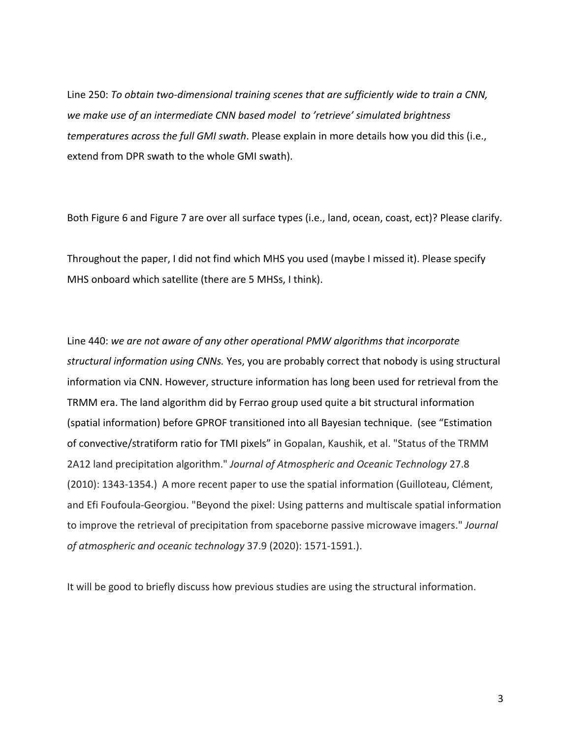Line 250: *To obtain two-dimensional training scenes that are sufficiently wide to train a CNN, we make use of an intermediate CNN based model to 'retrieve' simulated brightness temperatures across the full GMI swath*. Please explain in more details how you did this (i.e., extend from DPR swath to the whole GMI swath).

Both Figure 6 and Figure 7 are over all surface types (i.e., land, ocean, coast, ect)? Please clarify.

Throughout the paper, I did not find which MHS you used (maybe I missed it). Please specify MHS onboard which satellite (there are 5 MHSs, I think).

Line 440: *we are not aware of any other operational PMW algorithms that incorporate structural information using CNNs.* Yes, you are probably correct that nobody is using structural information via CNN. However, structure information has long been used for retrieval from the TRMM era. The land algorithm did by Ferrao group used quite a bit structural information (spatial information) before GPROF transitioned into all Bayesian technique. (see "Estimation of convective/stratiform ratio for TMI pixels" in Gopalan, Kaushik, et al. "Status of the TRMM 2A12 land precipitation algorithm." *Journal of Atmospheric and Oceanic Technology* 27.8 (2010): 1343-1354.) A more recent paper to use the spatial information (Guilloteau, Clément, and Efi Foufoula-Georgiou. "Beyond the pixel: Using patterns and multiscale spatial information to improve the retrieval of precipitation from spaceborne passive microwave imagers." *Journal of atmospheric and oceanic technology* 37.9 (2020): 1571-1591.).

It will be good to briefly discuss how previous studies are using the structural information.